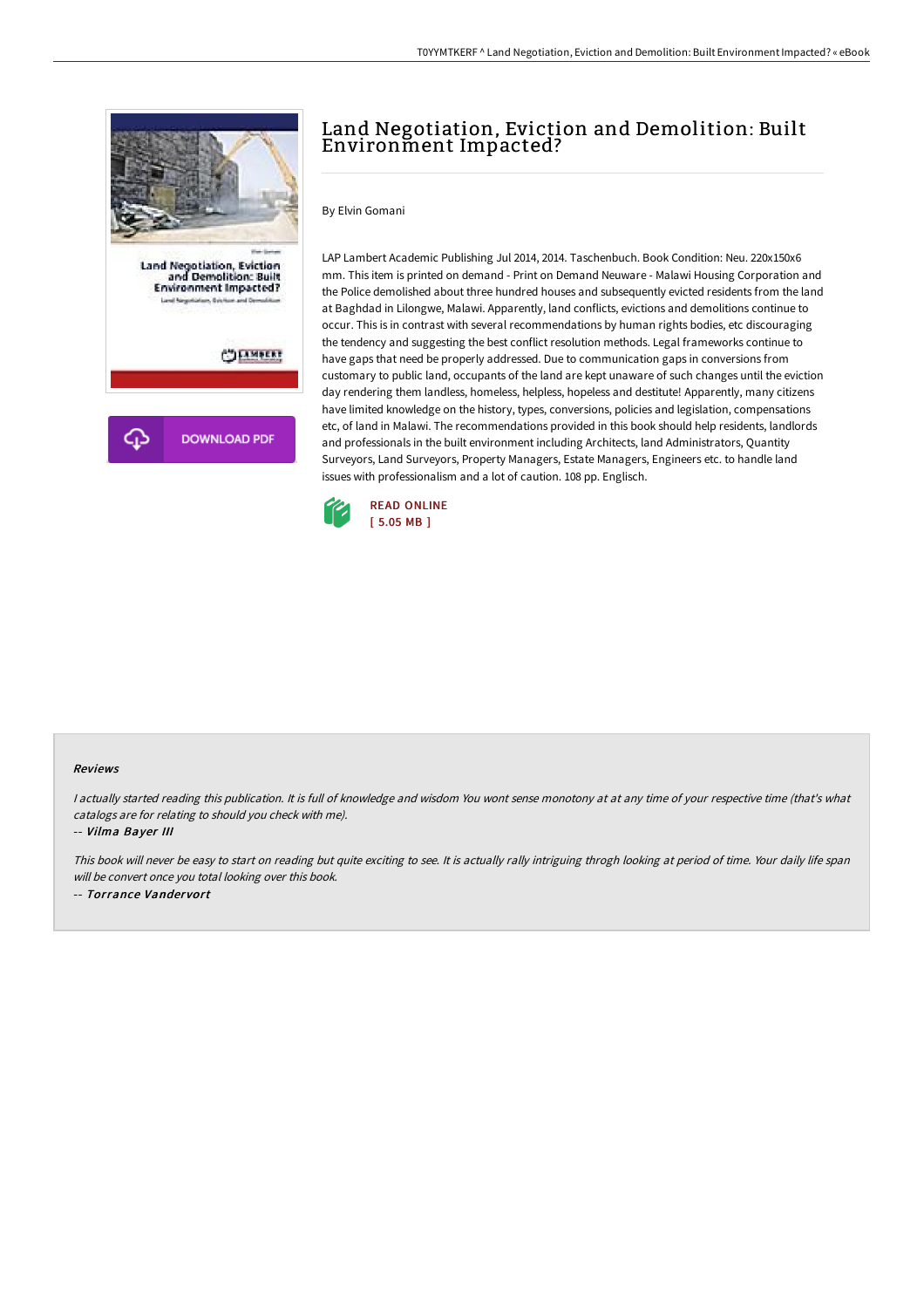# Land Negotiation, Eviction and Demolition: Built Environment Impacted?

By Elvin Gomani

LAP Lambert Academic Publishing Jul 2014, 2014. Taschenbuch. Book Condition: Neu. 220x150x6 mm. This item is printed on demand - Print on Demand Neuware - Malawi Housing Corporation and the Police demolished about three hundred houses and subsequently evicted residents from the land at Baghdad in Lilongwe, Malawi. Apparently, land conflicts, evictions and demolitions continue to occur. This is in contrast with several recommendations by human rights bodies, etc discouraging the tendency and suggesting the best conflict resolution methods. Legal frameworks continue to have gaps that need be properly addressed. Due to communication gaps in conversions from customary to public land, occupants of the land are kept unaware of such changes until the eviction day rendering them landless, homeless, helpless, hopeless and destitute! Apparently, many citizens have limited knowledge on the history, types, conversions, policies and legislation, compensations etc, of land in Malawi. The recommendations provided in this book should help residents, landlords and professionals in the built environment including Architects, land Administrators, Quantity Surveyors, Land Surveyors, Property Managers, Estate Managers, Engineers etc. to handle land issues with professionalism and a lot of caution. 108 pp. Englisch.

READ ONLINE
[ 5.05 MB ]

DOWNLOAD PDF

#### Reviews

*I actually started reading this publication. It is full of knowledge and wisdom You wont sense monotony at at any time of your respective time (that's what catalogs are for relating to should you check with me).*

-- *Vilma Bayer III*

*This book will never be easy to start on reading but quite exciting to see. It is actually rally intriguing throgh looking at period of time. Your daily life span will be convert once you total looking over this book.*

-- *Torrance Vandervort*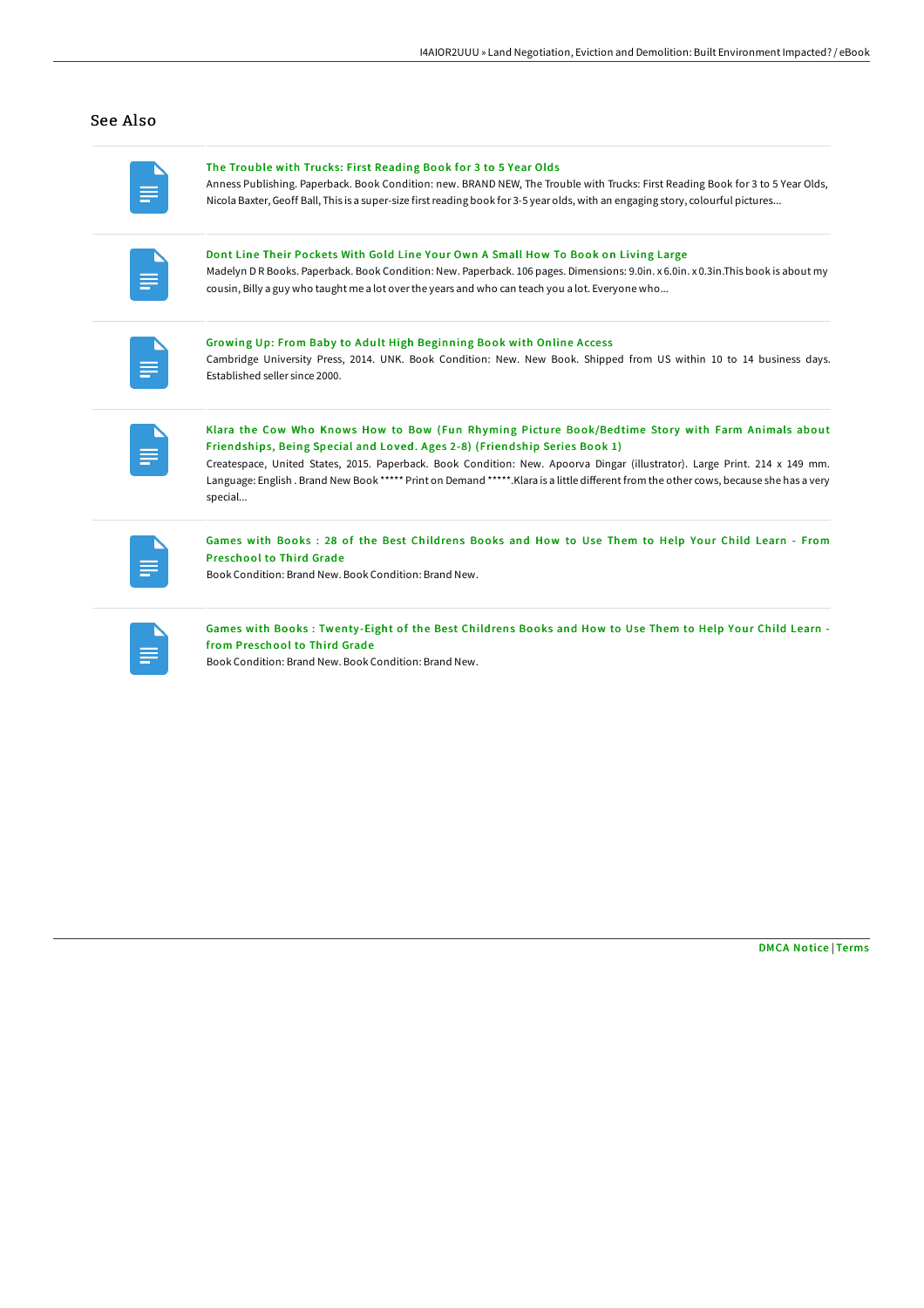## See Also

### The Trouble with Trucks: First Reading Book for 3 to 5 Year Olds

Anness Publishing. Paperback. Book Condition: new. BRAND NEW, The Trouble with Trucks: First Reading Book for 3 to 5 Year Olds, Nicola Baxter, Geoff Ball, This is a super-size first reading book for 3-5 year olds, with an engaging story, colourful pictures...

### Dont Line Their Pockets With Gold Line Your Own A Small How To Book on Living Large

Madelyn D R Books. Paperback. Book Condition: New. Paperback. 106 pages. Dimensions: 9.0in. x 6.0in. x 0.3in.This book is about my cousin, Billy a guy who taught me a lot over the years and who can teach you a lot. Everyone who...

### Growing Up: From Baby to Adult High Beginning Book with Online Access

Cambridge University Press, 2014. UNK. Book Condition: New. New Book. Shipped from US within 10 to 14 business days. Established seller since 2000.

### Klara the Cow Who Knows How to Bow (Fun Rhyming Picture Book/Bedtime Story with Farm Animals about Friendships, Being Special and Loved. Ages 2-8) (Friendship Series Book 1)

Createspace, United States, 2015. Paperback. Book Condition: New. Apoorva Dingar (illustrator). Large Print. 214 x 149 mm. Language: English . Brand New Book ***** Print on Demand *****.Klara is a little different from the other cows, because she has a very special...

### Games with Books : 28 of the Best Childrens Books and How to Use Them to Help Your Child Learn - From Preschool to Third Grade

Book Condition: Brand New. Book Condition: Brand New.

### Games with Books : Twenty-Eight of the Best Childrens Books and How to Use Them to Help Your Child Learn - from Preschool to Third Grade

Book Condition: Brand New. Book Condition: Brand New.